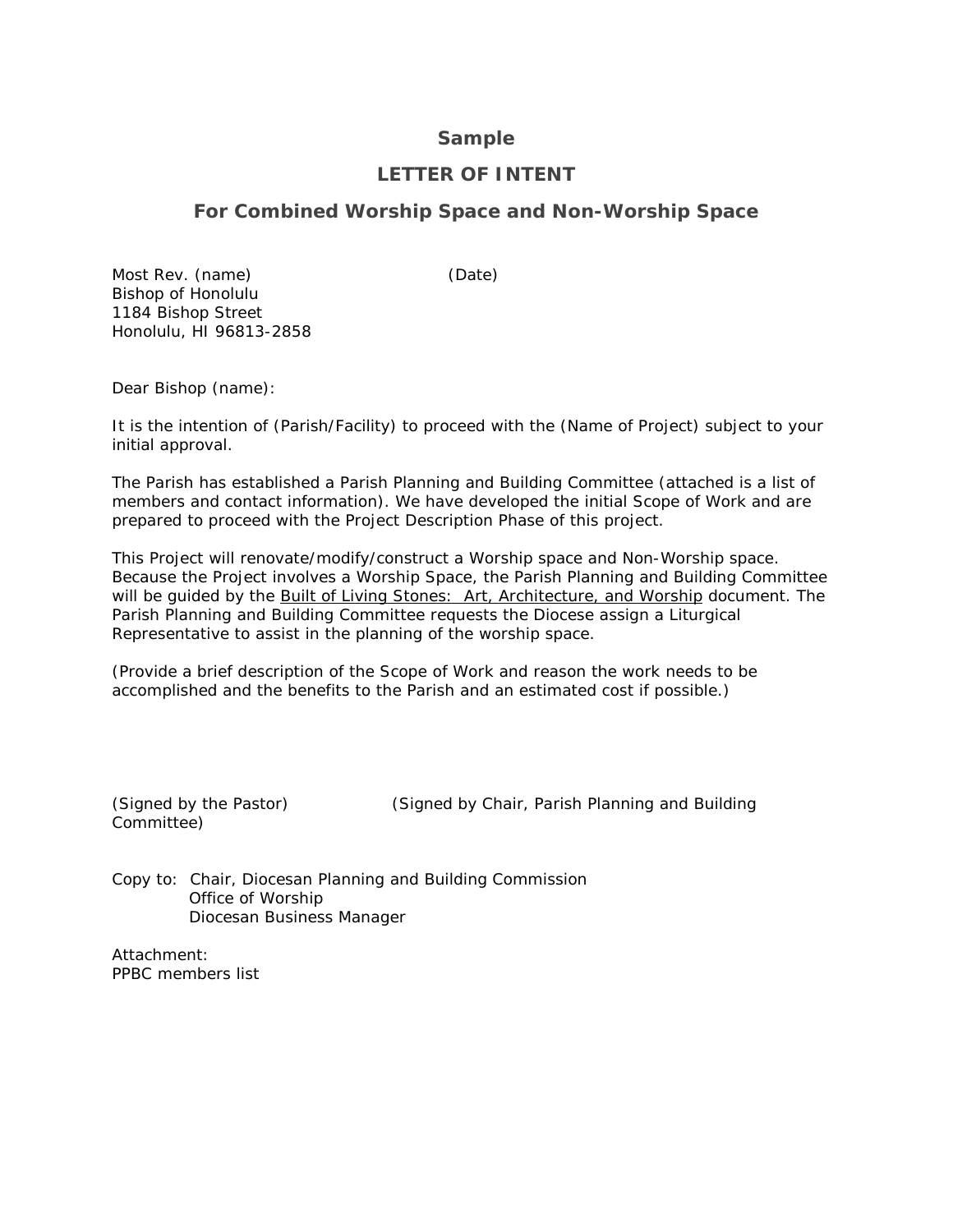# Sample

## LETTER OF INTENT

## For Combined Worship Space and Non-Worship Space

Most Rev. (name) (Date)
Bishop of Honolulu
1184 Bishop Street
Honolulu, HI 96813-2858

Dear Bishop (name):

It is the intention of (Parish/Facility) to proceed with the (Name of Project) subject to your initial approval.

The Parish has established a Parish Planning and Building Committee (attached is a list of members and contact information). We have developed the initial Scope of Work and are prepared to proceed with the Project Description Phase of this project.

This Project will renovate/modify/construct a Worship space and Non-Worship space. Because the Project involves a Worship Space, the Parish Planning and Building Committee will be guided by the <u>Built of Living Stones: Art, Architecture, and Worship</u> document. The Parish Planning and Building Committee requests the Diocese assign a Liturgical Representative to assist in the planning of the worship space.

(Provide a brief description of the Scope of Work and reason the work needs to be accomplished and the benefits to the Parish and an estimated cost if possible.)

(Signed by the Pastor) (Signed by Chair, Parish Planning and Building Committee)

Copy to: Chair, Diocesan Planning and Building Commission
Office of Worship
Diocesan Business Manager

Attachment:
PPBC members list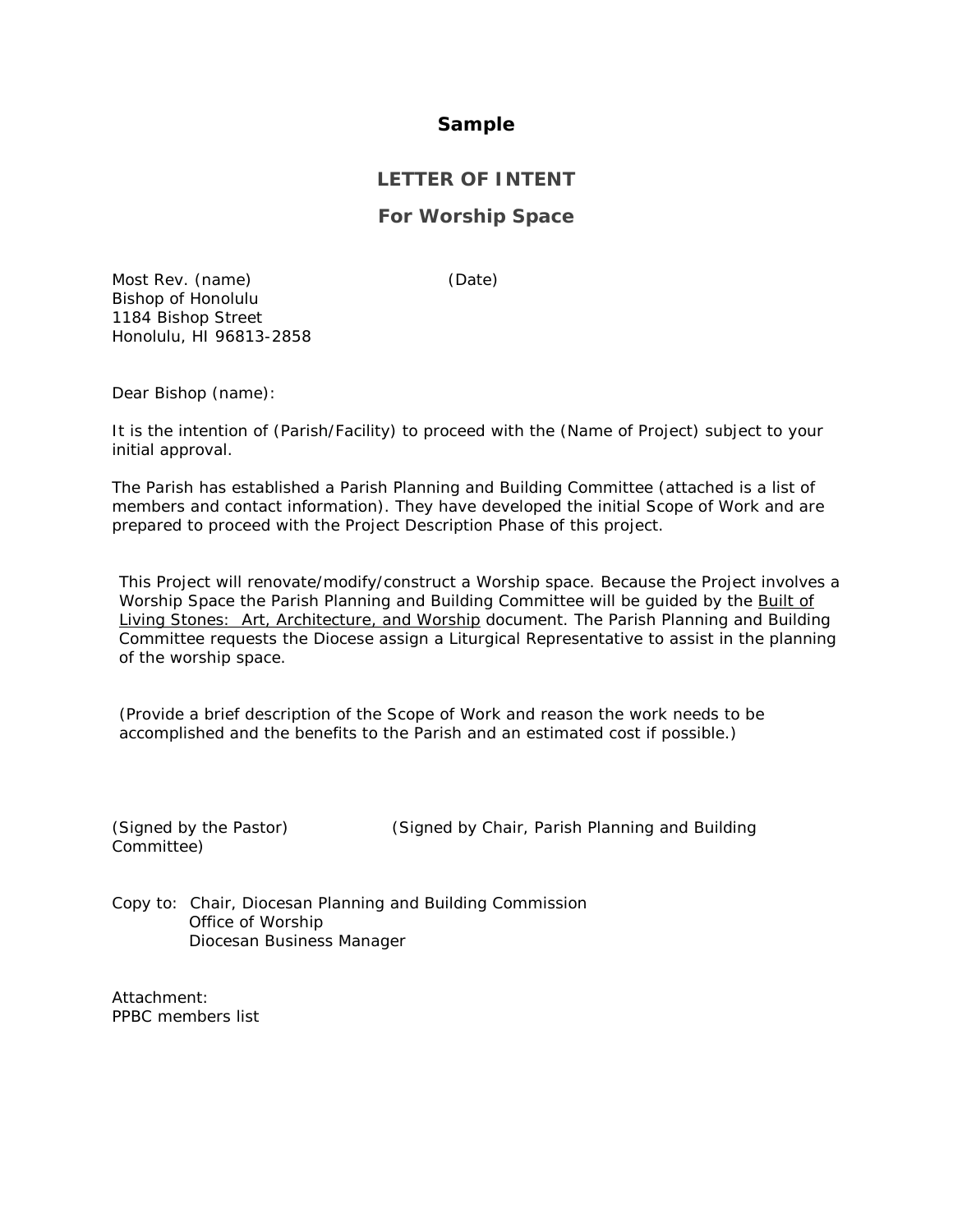**Sample**

## LETTER OF INTENT

## For Worship Space

Most Rev. (name)                                        (Date)
Bishop of Honolulu
1184 Bishop Street
Honolulu, HI 96813-2858

Dear Bishop (name):

It is the intention of (Parish/Facility) to proceed with the (Name of Project) subject to your initial approval.

The Parish has established a Parish Planning and Building Committee (attached is a list of members and contact information). They have developed the initial Scope of Work and are prepared to proceed with the Project Description Phase of this project.

This Project will renovate/modify/construct a Worship space. Because the Project involves a Worship Space the Parish Planning and Building Committee will be guided by the Built of Living Stones: Art, Architecture, and Worship document. The Parish Planning and Building Committee requests the Diocese assign a Liturgical Representative to assist in the planning of the worship space.

(Provide a brief description of the Scope of Work and reason the work needs to be accomplished and the benefits to the Parish and an estimated cost if possible.)

(Signed by the Pastor)                    (Signed by Chair, Parish Planning and Building Committee)

Copy to: Chair, Diocesan Planning and Building Commission
Office of Worship
Diocesan Business Manager

Attachment:
PPBC members list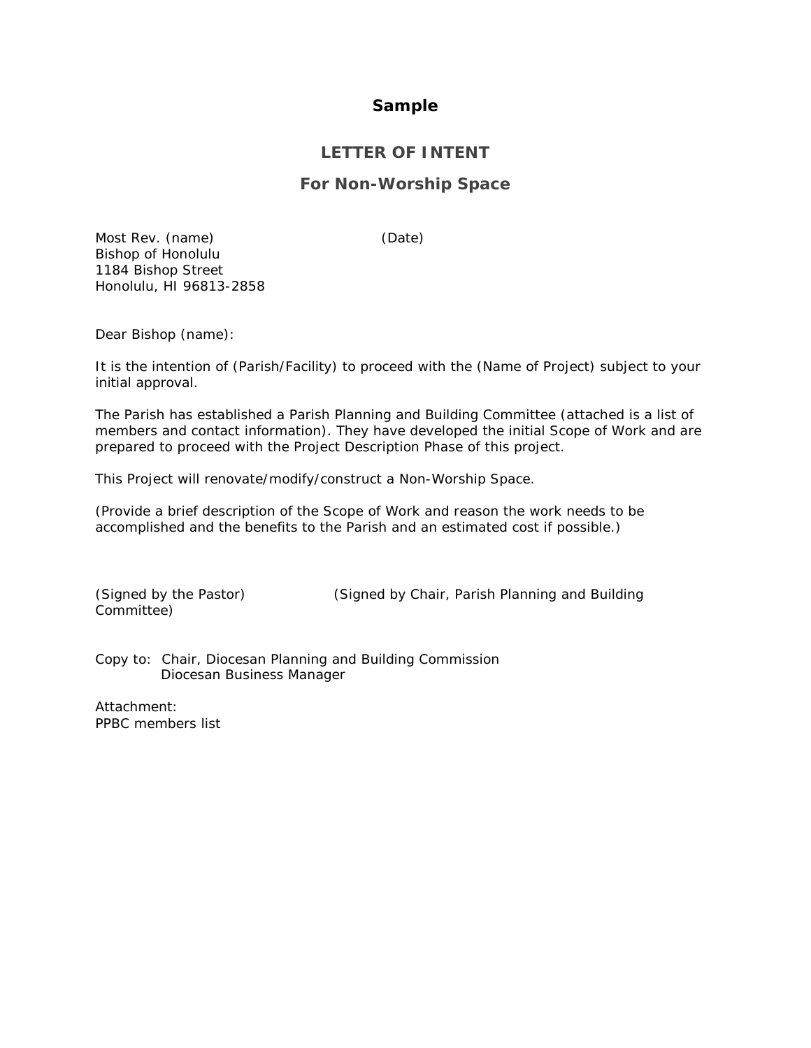**Sample**

## LETTER OF INTENT

### For Non-Worship Space

Most Rev. (name)
Bishop of Honolulu
1184 Bishop Street
Honolulu, HI 96813-2858

(Date)

Dear Bishop (name):

It is the intention of (Parish/Facility) to proceed with the (Name of Project) subject to your initial approval.

The Parish has established a Parish Planning and Building Committee (attached is a list of members and contact information). They have developed the initial Scope of Work and are prepared to proceed with the Project Description Phase of this project.

This Project will renovate/modify/construct a Non-Worship Space.

(Provide a brief description of the Scope of Work and reason the work needs to be accomplished and the benefits to the Parish and an estimated cost if possible.)

(Signed by the Pastor)

(Signed by Chair, Parish Planning and Building Committee)

Copy to: Chair, Diocesan Planning and Building Commission
Diocesan Business Manager

Attachment:
PPBC members list